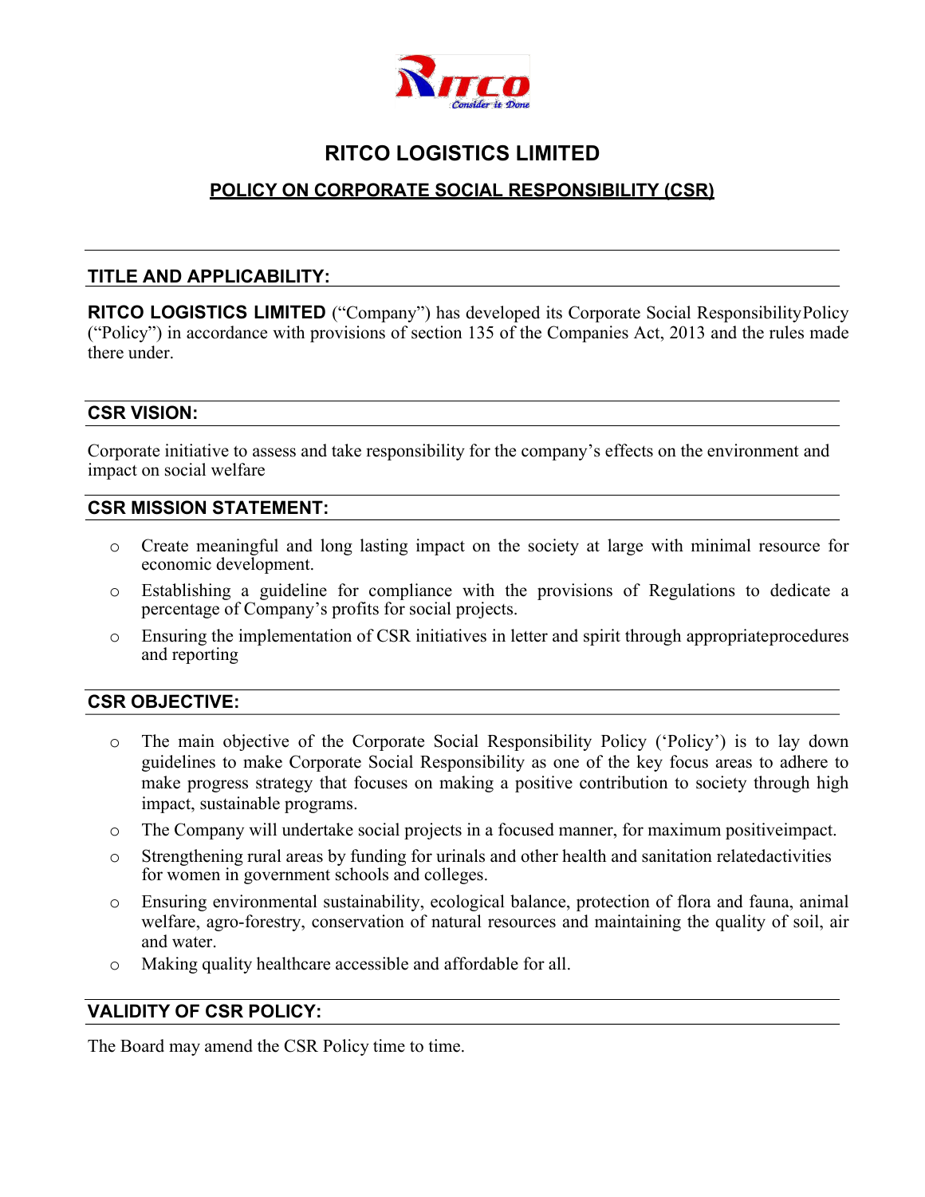# RITCO LOGISTICS LIMITED

## POLICY ON CORPORATE SOCIAL RESPONSIBILITY (CSR)

### TITLE AND APPLICABILITY:

**RITCO LOGISTICS LIMITED** ("Company") has developed its Corporate Social ResponsibilityPolicy ("Policy") in accordance with provisions of section 135 of the Companies Act, 2013 and the rules made there under.

### CSR VISION:

Corporate initiative to assess and take responsibility for the company's effects on the environment and impact on social welfare

### CSR MISSION STATEMENT:

- Create meaningful and long lasting impact on the society at large with minimal resource for economic development.
- Establishing a guideline for compliance with the provisions of Regulations to dedicate a percentage of Company's profits for social projects.
- Ensuring the implementation of CSR initiatives in letter and spirit through appropriateprocedures and reporting

### CSR OBJECTIVE:

- The main objective of the Corporate Social Responsibility Policy ('Policy') is to lay down guidelines to make Corporate Social Responsibility as one of the key focus areas to adhere to make progress strategy that focuses on making a positive contribution to society through high impact, sustainable programs.
- The Company will undertake social projects in a focused manner, for maximum positiveimpact.
- Strengthening rural areas by funding for urinals and other health and sanitation relatedactivities for women in government schools and colleges.
- Ensuring environmental sustainability, ecological balance, protection of flora and fauna, animal welfare, agro-forestry, conservation of natural resources and maintaining the quality of soil, air and water.
- Making quality healthcare accessible and affordable for all.

### VALIDITY OF CSR POLICY:

The Board may amend the CSR Policy time to time.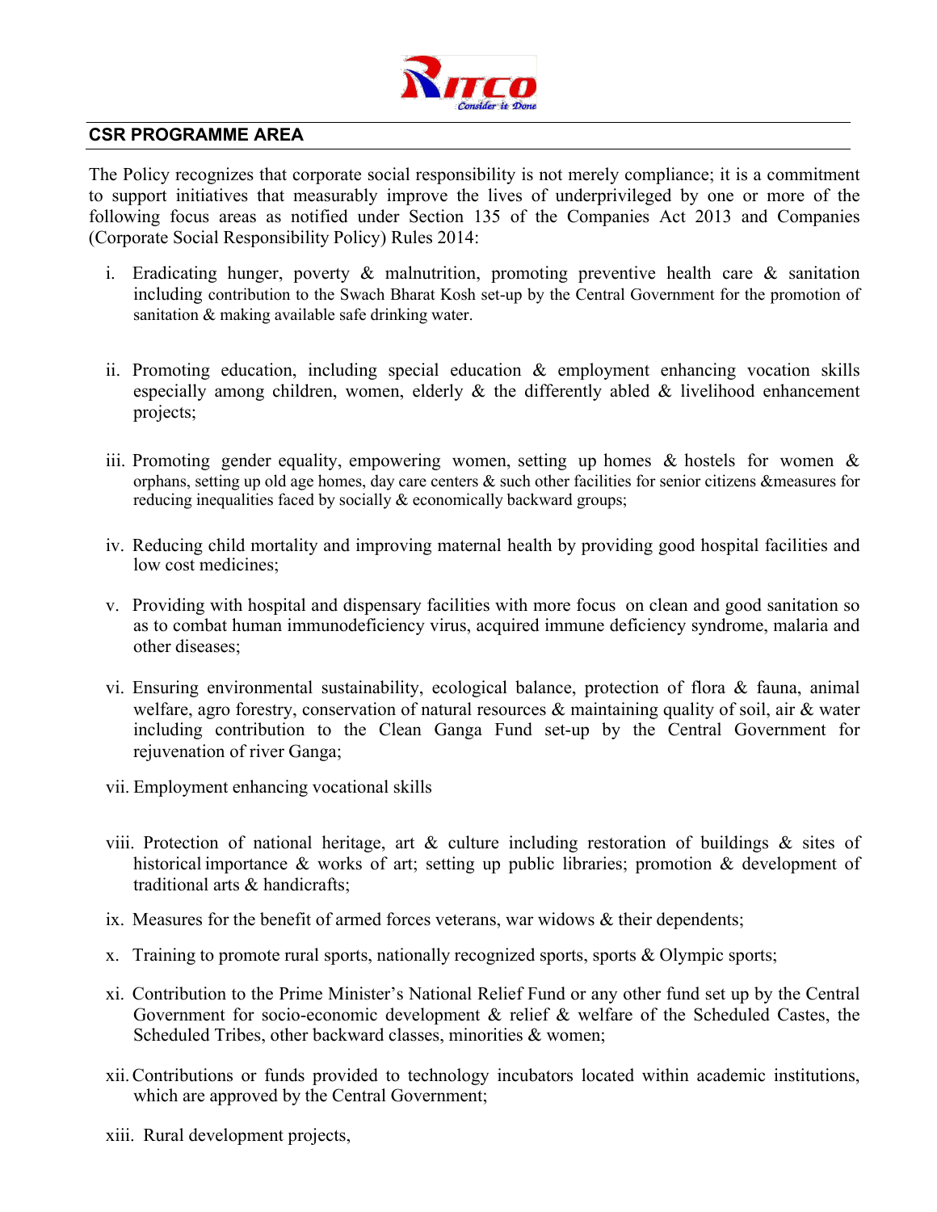## CSR PROGRAMME AREA

The Policy recognizes that corporate social responsibility is not merely compliance; it is a commitment to support initiatives that measurably improve the lives of underprivileged by one or more of the following focus areas as notified under Section 135 of the Companies Act 2013 and Companies (Corporate Social Responsibility Policy) Rules 2014:

i. Eradicating hunger, poverty & malnutrition, promoting preventive health care & sanitation including contribution to the Swach Bharat Kosh set-up by the Central Government for the promotion of sanitation & making available safe drinking water.

ii. Promoting education, including special education & employment enhancing vocation skills especially among children, women, elderly & the differently abled & livelihood enhancement projects;

iii. Promoting gender equality, empowering women, setting up homes & hostels for women & orphans, setting up old age homes, day care centers & such other facilities for senior citizens &measures for reducing inequalities faced by socially & economically backward groups;

iv. Reducing child mortality and improving maternal health by providing good hospital facilities and low cost medicines;

v. Providing with hospital and dispensary facilities with more focus on clean and good sanitation so as to combat human immunodeficiency virus, acquired immune deficiency syndrome, malaria and other diseases;

vi. Ensuring environmental sustainability, ecological balance, protection of flora & fauna, animal welfare, agro forestry, conservation of natural resources & maintaining quality of soil, air & water including contribution to the Clean Ganga Fund set-up by the Central Government for rejuvenation of river Ganga;

vii. Employment enhancing vocational skills

viii. Protection of national heritage, art & culture including restoration of buildings & sites of historical importance & works of art; setting up public libraries; promotion & development of traditional arts & handicrafts;

ix. Measures for the benefit of armed forces veterans, war widows & their dependents;

x. Training to promote rural sports, nationally recognized sports, sports & Olympic sports;

xi. Contribution to the Prime Minister's National Relief Fund or any other fund set up by the Central Government for socio-economic development & relief & welfare of the Scheduled Castes, the Scheduled Tribes, other backward classes, minorities & women;

xii. Contributions or funds provided to technology incubators located within academic institutions, which are approved by the Central Government;

xiii. Rural development projects,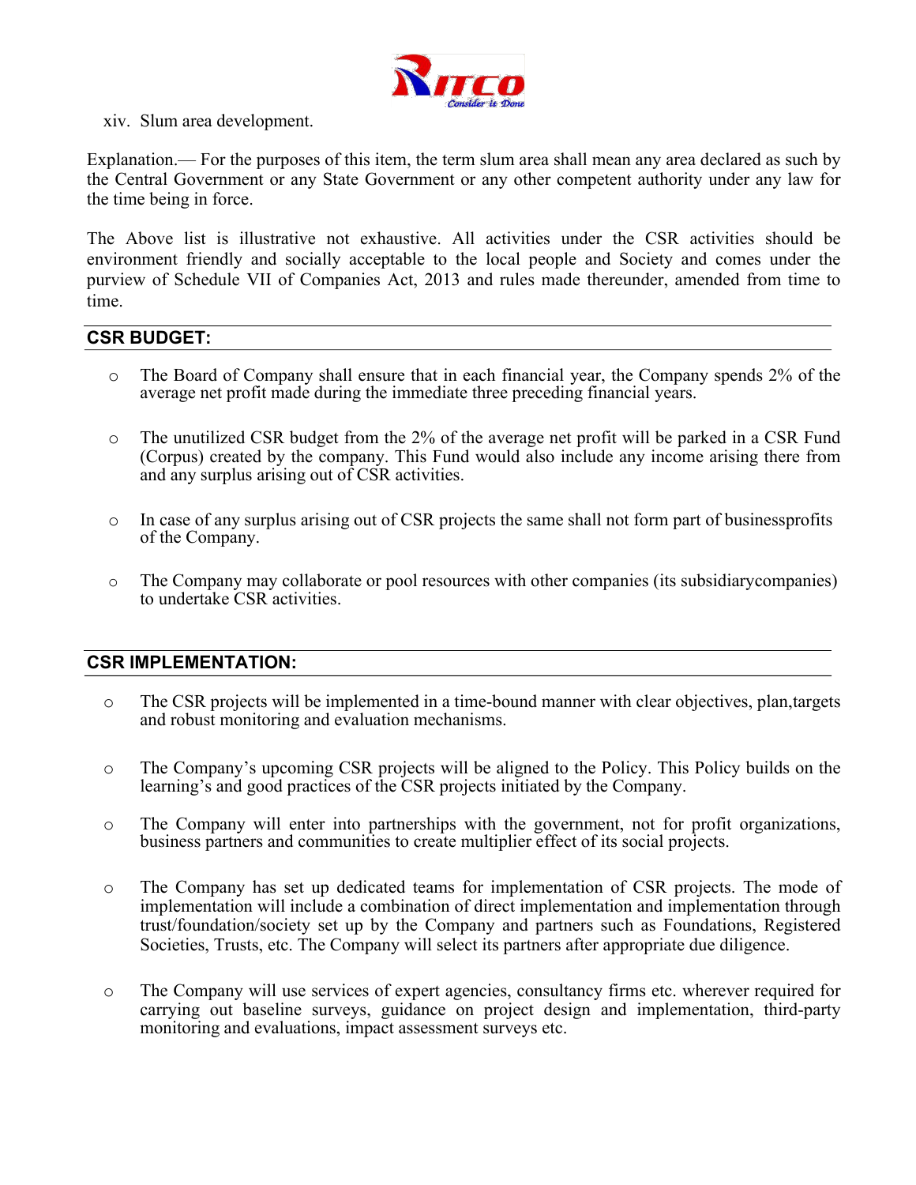xiv. Slum area development.

Explanation.— For the purposes of this item, the term slum area shall mean any area declared as such by the Central Government or any State Government or any other competent authority under any law for the time being in force.

The Above list is illustrative not exhaustive. All activities under the CSR activities should be environment friendly and socially acceptable to the local people and Society and comes under the purview of Schedule VII of Companies Act, 2013 and rules made thereunder, amended from time to time.

## CSR BUDGET:

- The Board of Company shall ensure that in each financial year, the Company spends 2% of the average net profit made during the immediate three preceding financial years.

- The unutilized CSR budget from the 2% of the average net profit will be parked in a CSR Fund (Corpus) created by the company. This Fund would also include any income arising there from and any surplus arising out of CSR activities.

- In case of any surplus arising out of CSR projects the same shall not form part of businessprofits of the Company.

- The Company may collaborate or pool resources with other companies (its subsidiarycompanies) to undertake CSR activities.

## CSR IMPLEMENTATION:

- The CSR projects will be implemented in a time-bound manner with clear objectives, plan,targets and robust monitoring and evaluation mechanisms.

- The Company's upcoming CSR projects will be aligned to the Policy. This Policy builds on the learning's and good practices of the CSR projects initiated by the Company.

- The Company will enter into partnerships with the government, not for profit organizations, business partners and communities to create multiplier effect of its social projects.

- The Company has set up dedicated teams for implementation of CSR projects. The mode of implementation will include a combination of direct implementation and implementation through trust/foundation/society set up by the Company and partners such as Foundations, Registered Societies, Trusts, etc. The Company will select its partners after appropriate due diligence.

- The Company will use services of expert agencies, consultancy firms etc. wherever required for carrying out baseline surveys, guidance on project design and implementation, third-party monitoring and evaluations, impact assessment surveys etc.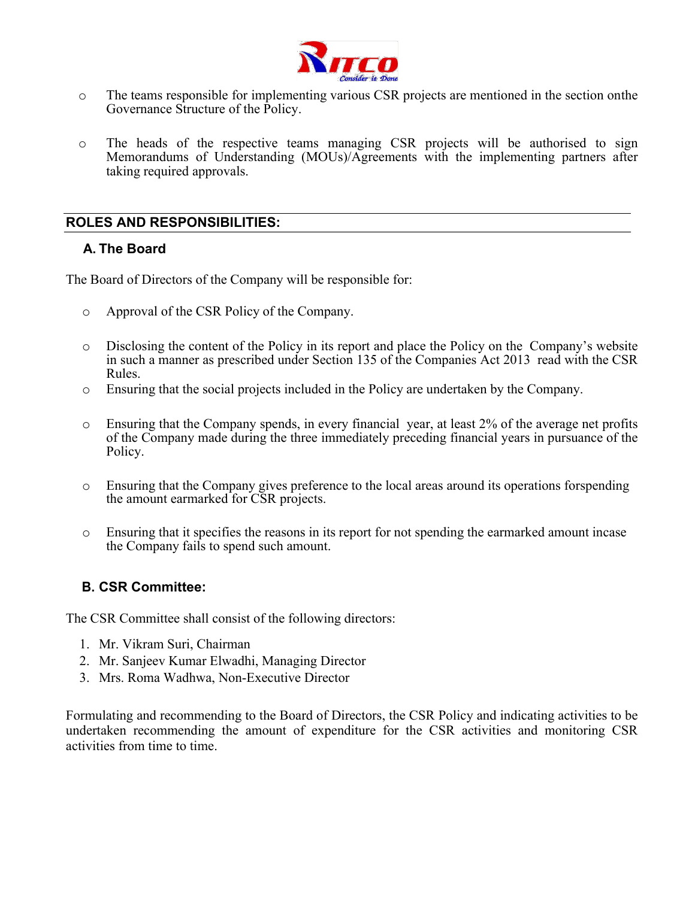- The teams responsible for implementing various CSR projects are mentioned in the section onthe Governance Structure of the Policy.

- The heads of the respective teams managing CSR projects will be authorised to sign Memorandums of Understanding (MOUs)/Agreements with the implementing partners after taking required approvals.

## ROLES AND RESPONSIBILITIES:

### A. The Board

The Board of Directors of the Company will be responsible for:

- Approval of the CSR Policy of the Company.

- Disclosing the content of the Policy in its report and place the Policy on the Company's website in such a manner as prescribed under Section 135 of the Companies Act 2013 read with the CSR Rules.
- Ensuring that the social projects included in the Policy are undertaken by the Company.

- Ensuring that the Company spends, in every financial year, at least 2% of the average net profits of the Company made during the three immediately preceding financial years in pursuance of the Policy.

- Ensuring that the Company gives preference to the local areas around its operations forspending the amount earmarked for CSR projects.

- Ensuring that it specifies the reasons in its report for not spending the earmarked amount incase the Company fails to spend such amount.

### B. CSR Committee:

The CSR Committee shall consist of the following directors:

1. Mr. Vikram Suri, Chairman
2. Mr. Sanjeev Kumar Elwadhi, Managing Director
3. Mrs. Roma Wadhwa, Non-Executive Director

Formulating and recommending to the Board of Directors, the CSR Policy and indicating activities to be undertaken recommending the amount of expenditure for the CSR activities and monitoring CSR activities from time to time.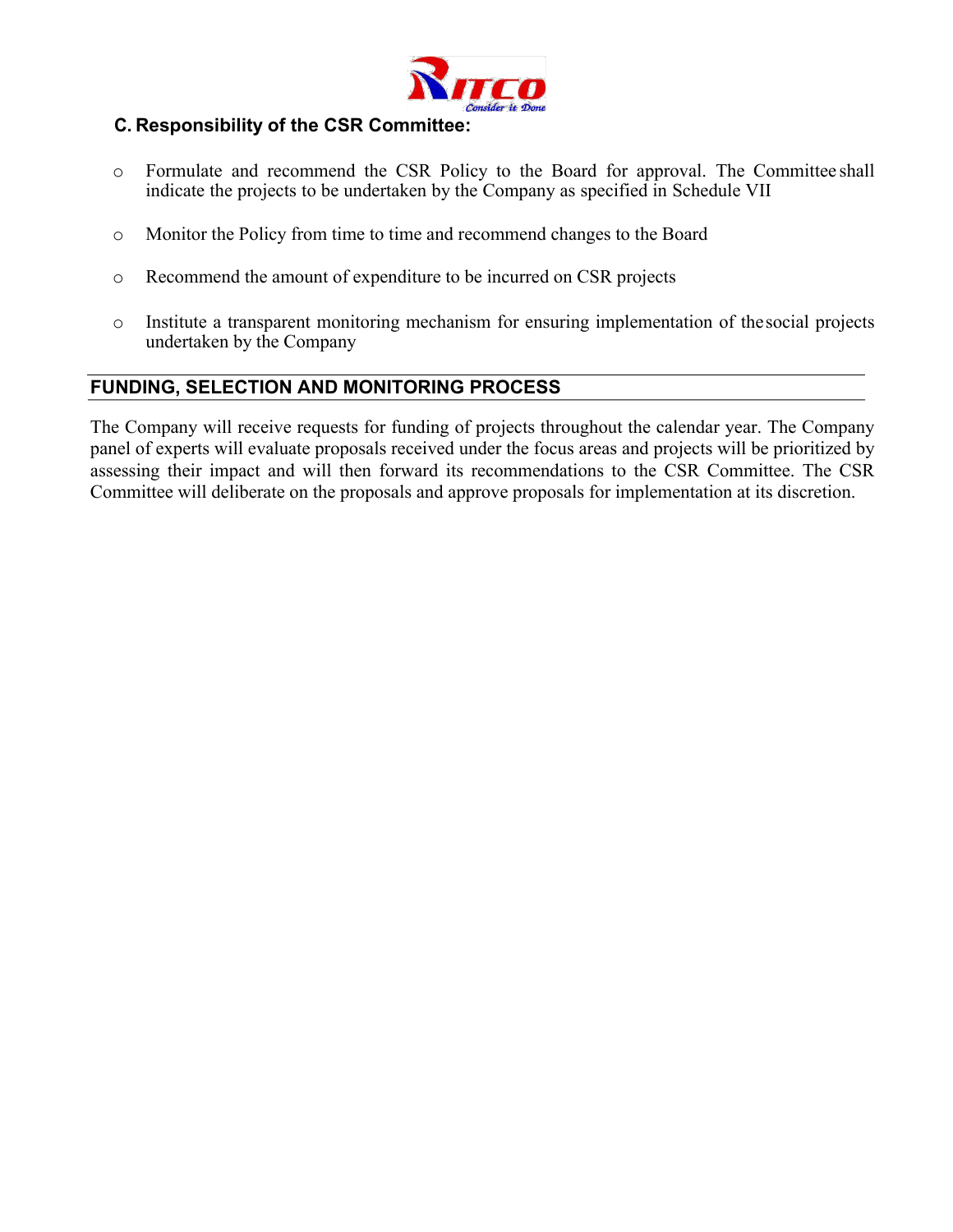### C. Responsibility of the CSR Committee:

- Formulate and recommend the CSR Policy to the Board for approval. The Committee shall indicate the projects to be undertaken by the Company as specified in Schedule VII
- Monitor the Policy from time to time and recommend changes to the Board
- Recommend the amount of expenditure to be incurred on CSR projects
- Institute a transparent monitoring mechanism for ensuring implementation of the social projects undertaken by the Company

## FUNDING, SELECTION AND MONITORING PROCESS

The Company will receive requests for funding of projects throughout the calendar year. The Company panel of experts will evaluate proposals received under the focus areas and projects will be prioritized by assessing their impact and will then forward its recommendations to the CSR Committee. The CSR Committee will deliberate on the proposals and approve proposals for implementation at its discretion.